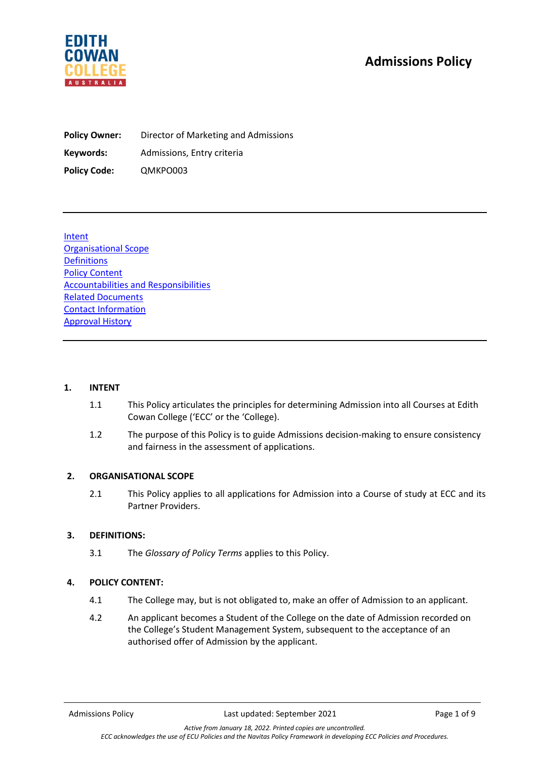# Admissions Policy

**Policy Owner:** Director of Marketing and Admissions

**Keywords:** Admissions, Entry criteria

**Policy Code:** QMKPO003

---

[Intent](#)
[Organisational Scope](#)
[Definitions](#)
[Policy Content](#)
[Accountabilities and Responsibilities](#)
[Related Documents](#)
[Contact Information](#)
[Approval History](#)

---

## 1. INTENT

1.1 This Policy articulates the principles for determining Admission into all Courses at Edith Cowan College ('ECC' or the 'College).

1.2 The purpose of this Policy is to guide Admissions decision-making to ensure consistency and fairness in the assessment of applications.

## 2. ORGANISATIONAL SCOPE

2.1 This Policy applies to all applications for Admission into a Course of study at ECC and its Partner Providers.

## 3. DEFINITIONS:

3.1 The *Glossary of Policy Terms* applies to this Policy.

## 4. POLICY CONTENT:

4.1 The College may, but is not obligated to, make an offer of Admission to an applicant.

4.2 An applicant becomes a Student of the College on the date of Admission recorded on the College's Student Management System, subsequent to the acceptance of an authorised offer of Admission by the applicant.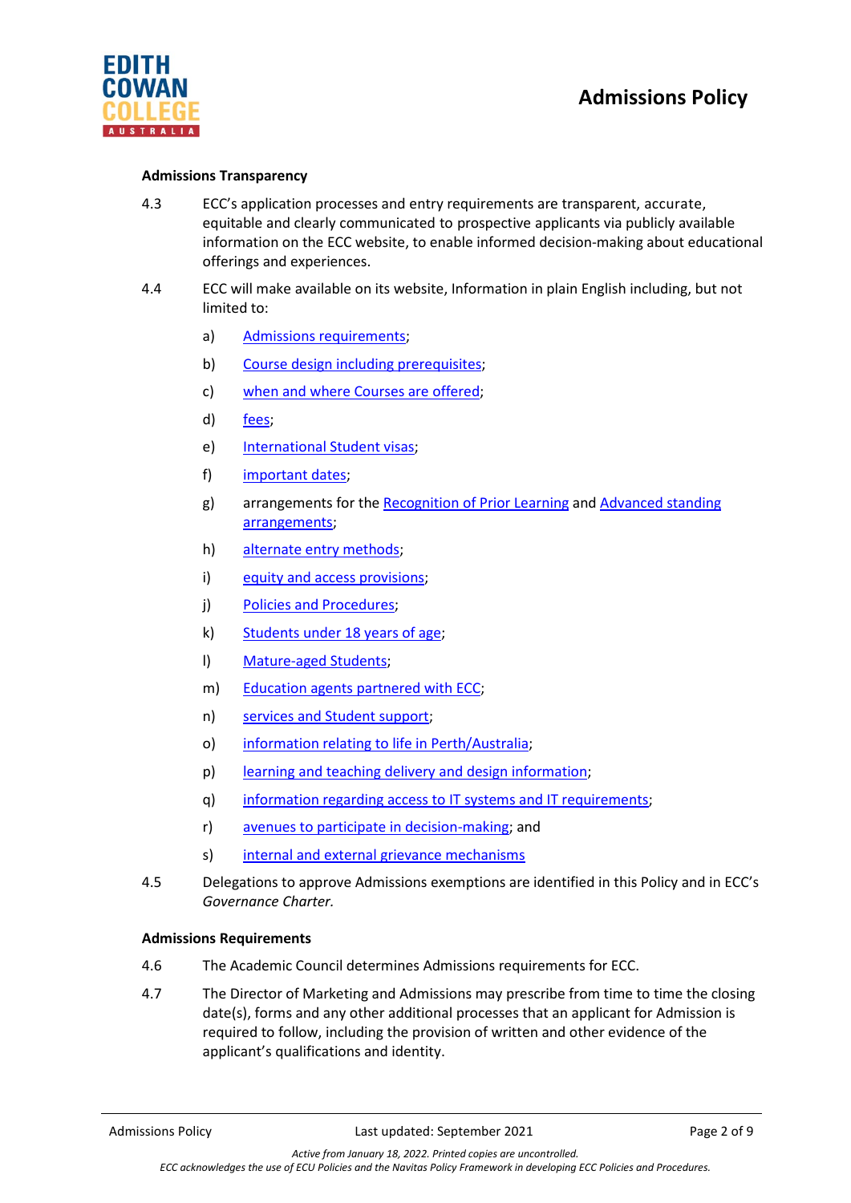### Admissions Transparency

4.3 ECC's application processes and entry requirements are transparent, accurate, equitable and clearly communicated to prospective applicants via publicly available information on the ECC website, to enable informed decision-making about educational offerings and experiences.

4.4 ECC will make available on its website, Information in plain English including, but not limited to:

a) Admissions requirements;

b) Course design including prerequisites;

c) when and where Courses are offered;

d) fees;

e) International Student visas;

f) important dates;

g) arrangements for the Recognition of Prior Learning and Advanced standing arrangements;

h) alternate entry methods;

i) equity and access provisions;

j) Policies and Procedures;

k) Students under 18 years of age;

l) Mature-aged Students;

m) Education agents partnered with ECC;

n) services and Student support;

o) information relating to life in Perth/Australia;

p) learning and teaching delivery and design information;

q) information regarding access to IT systems and IT requirements;

r) avenues to participate in decision-making; and

s) internal and external grievance mechanisms

4.5 Delegations to approve Admissions exemptions are identified in this Policy and in ECC's *Governance Charter.*

### Admissions Requirements

4.6 The Academic Council determines Admissions requirements for ECC.

4.7 The Director of Marketing and Admissions may prescribe from time to time the closing date(s), forms and any other additional processes that an applicant for Admission is required to follow, including the provision of written and other evidence of the applicant's qualifications and identity.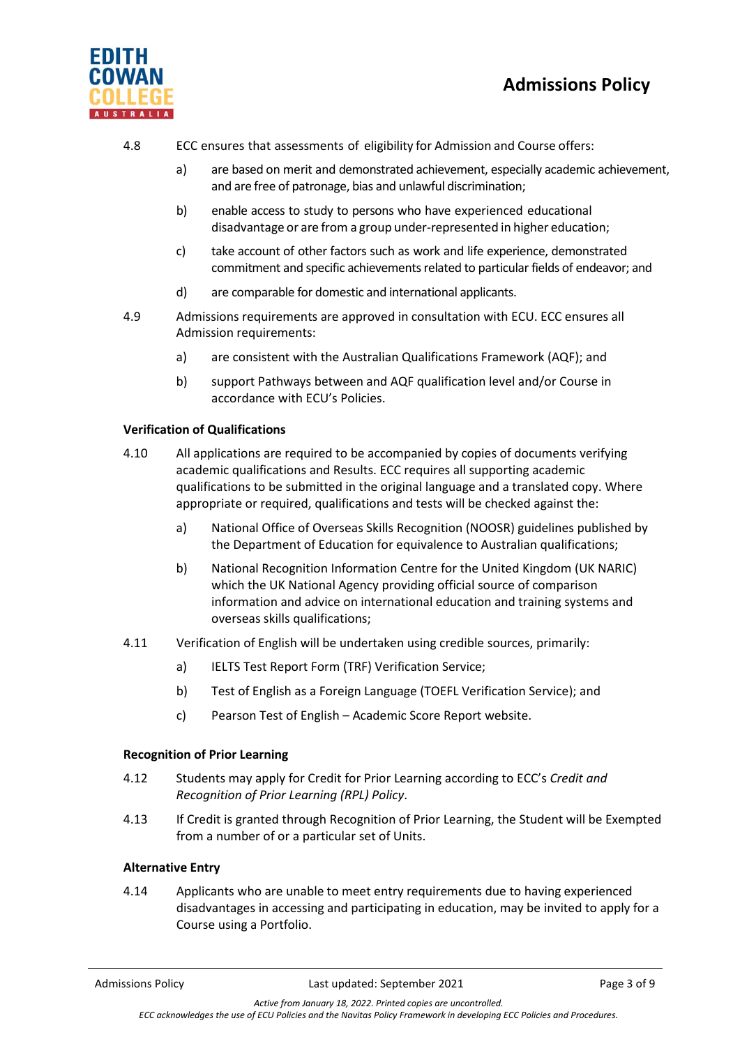4.8 ECC ensures that assessments of eligibility for Admission and Course offers:

a) are based on merit and demonstrated achievement, especially academic achievement, and are free of patronage, bias and unlawful discrimination;

b) enable access to study to persons who have experienced educational disadvantage or are from a group under-represented in higher education;

c) take account of other factors such as work and life experience, demonstrated commitment and specific achievements related to particular fields of endeavor; and

d) are comparable for domestic and international applicants.

4.9 Admissions requirements are approved in consultation with ECU. ECC ensures all Admission requirements:

a) are consistent with the Australian Qualifications Framework (AQF); and

b) support Pathways between and AQF qualification level and/or Course in accordance with ECU's Policies.

**Verification of Qualifications**

4.10 All applications are required to be accompanied by copies of documents verifying academic qualifications and Results. ECC requires all supporting academic qualifications to be submitted in the original language and a translated copy. Where appropriate or required, qualifications and tests will be checked against the:

a) National Office of Overseas Skills Recognition (NOOSR) guidelines published by the Department of Education for equivalence to Australian qualifications;

b) National Recognition Information Centre for the United Kingdom (UK NARIC) which the UK National Agency providing official source of comparison information and advice on international education and training systems and overseas skills qualifications;

4.11 Verification of English will be undertaken using credible sources, primarily:

a) IELTS Test Report Form (TRF) Verification Service;

b) Test of English as a Foreign Language (TOEFL Verification Service); and

c) Pearson Test of English – Academic Score Report website.

**Recognition of Prior Learning**

4.12 Students may apply for Credit for Prior Learning according to ECC's *Credit and Recognition of Prior Learning (RPL) Policy*.

4.13 If Credit is granted through Recognition of Prior Learning, the Student will be Exempted from a number of or a particular set of Units.

**Alternative Entry**

4.14 Applicants who are unable to meet entry requirements due to having experienced disadvantages in accessing and participating in education, may be invited to apply for a Course using a Portfolio.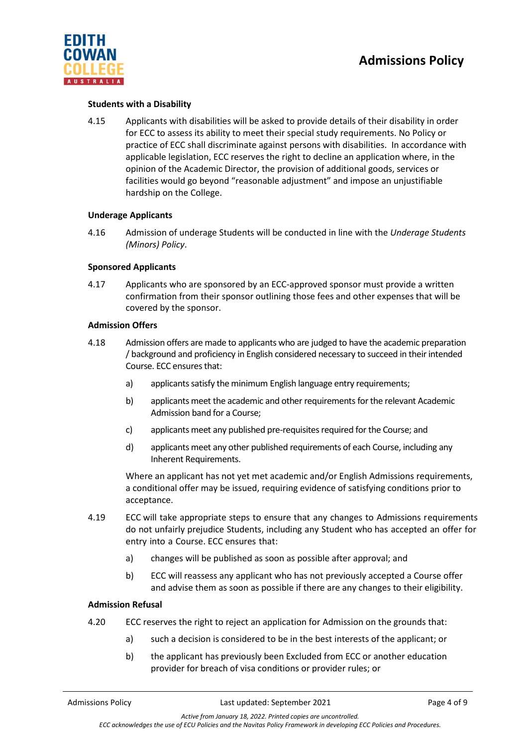**Students with a Disability**

4.15 Applicants with disabilities will be asked to provide details of their disability in order for ECC to assess its ability to meet their special study requirements. No Policy or practice of ECC shall discriminate against persons with disabilities. In accordance with applicable legislation, ECC reserves the right to decline an application where, in the opinion of the Academic Director, the provision of additional goods, services or facilities would go beyond "reasonable adjustment" and impose an unjustifiable hardship on the College.

**Underage Applicants**

4.16 Admission of underage Students will be conducted in line with the *Underage Students (Minors) Policy*.

**Sponsored Applicants**

4.17 Applicants who are sponsored by an ECC-approved sponsor must provide a written confirmation from their sponsor outlining those fees and other expenses that will be covered by the sponsor.

**Admission Offers**

4.18 Admission offers are made to applicants who are judged to have the academic preparation / background and proficiency in English considered necessary to succeed in their intended Course. ECC ensures that:

a) applicants satisfy the minimum English language entry requirements;

b) applicants meet the academic and other requirements for the relevant Academic Admission band for a Course;

c) applicants meet any published pre-requisites required for the Course; and

d) applicants meet any other published requirements of each Course, including any Inherent Requirements.

Where an applicant has not yet met academic and/or English Admissions requirements, a conditional offer may be issued, requiring evidence of satisfying conditions prior to acceptance.

4.19 ECC will take appropriate steps to ensure that any changes to Admissions requirements do not unfairly prejudice Students, including any Student who has accepted an offer for entry into a Course. ECC ensures that:

a) changes will be published as soon as possible after approval; and

b) ECC will reassess any applicant who has not previously accepted a Course offer and advise them as soon as possible if there are any changes to their eligibility.

**Admission Refusal**

4.20 ECC reserves the right to reject an application for Admission on the grounds that:

a) such a decision is considered to be in the best interests of the applicant; or

b) the applicant has previously been Excluded from ECC or another education provider for breach of visa conditions or provider rules; or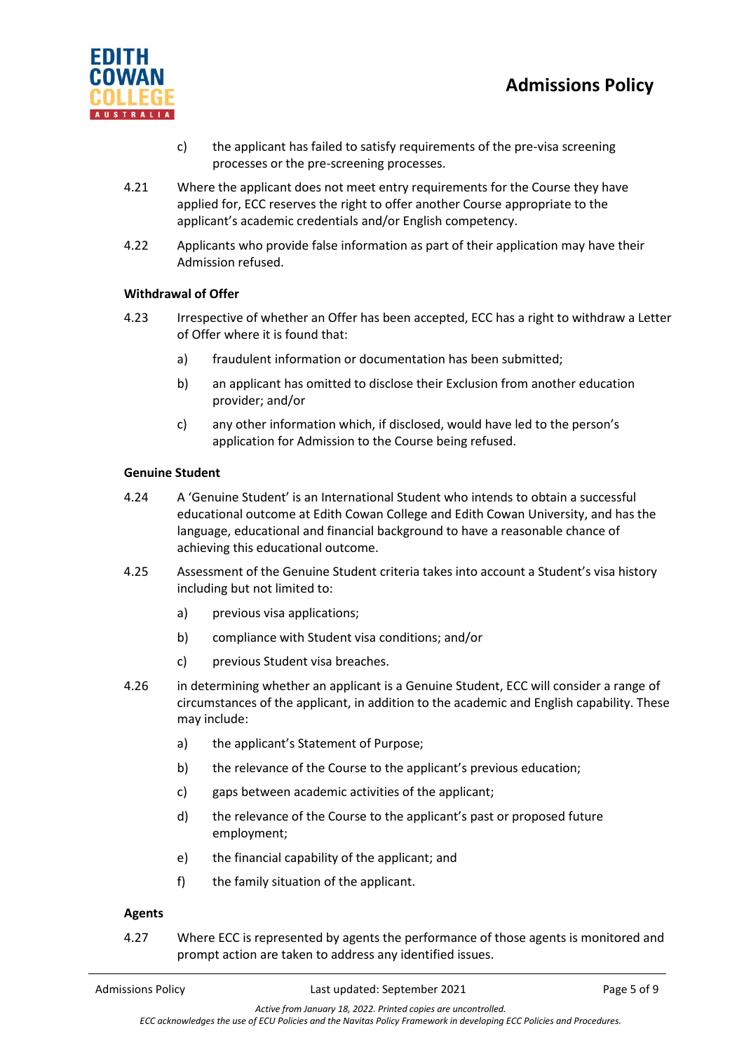c) the applicant has failed to satisfy requirements of the pre-visa screening processes or the pre-screening processes.

4.21 Where the applicant does not meet entry requirements for the Course they have applied for, ECC reserves the right to offer another Course appropriate to the applicant's academic credentials and/or English competency.

4.22 Applicants who provide false information as part of their application may have their Admission refused.

**Withdrawal of Offer**

4.23 Irrespective of whether an Offer has been accepted, ECC has a right to withdraw a Letter of Offer where it is found that:

a) fraudulent information or documentation has been submitted;

b) an applicant has omitted to disclose their Exclusion from another education provider; and/or

c) any other information which, if disclosed, would have led to the person's application for Admission to the Course being refused.

**Genuine Student**

4.24 A 'Genuine Student' is an International Student who intends to obtain a successful educational outcome at Edith Cowan College and Edith Cowan University, and has the language, educational and financial background to have a reasonable chance of achieving this educational outcome.

4.25 Assessment of the Genuine Student criteria takes into account a Student's visa history including but not limited to:

a) previous visa applications;

b) compliance with Student visa conditions; and/or

c) previous Student visa breaches.

4.26 in determining whether an applicant is a Genuine Student, ECC will consider a range of circumstances of the applicant, in addition to the academic and English capability. These may include:

a) the applicant's Statement of Purpose;

b) the relevance of the Course to the applicant's previous education;

c) gaps between academic activities of the applicant;

d) the relevance of the Course to the applicant's past or proposed future employment;

e) the financial capability of the applicant; and

f) the family situation of the applicant.

**Agents**

4.27 Where ECC is represented by agents the performance of those agents is monitored and prompt action are taken to address any identified issues.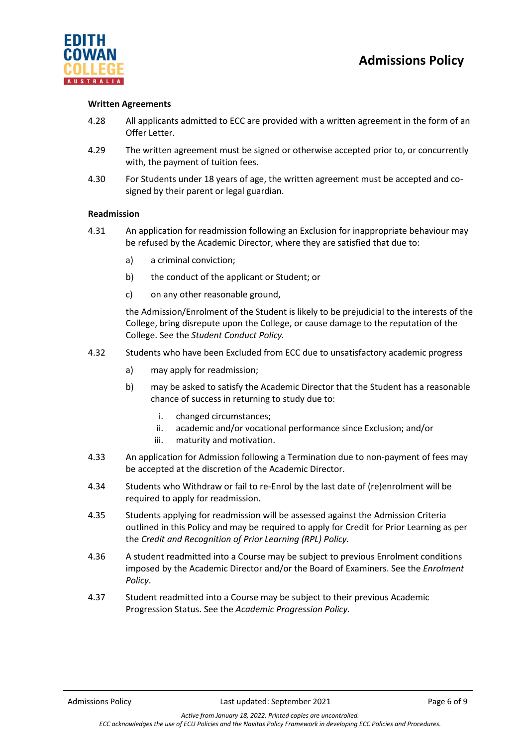### Written Agreements

4.28 All applicants admitted to ECC are provided with a written agreement in the form of an Offer Letter.

4.29 The written agreement must be signed or otherwise accepted prior to, or concurrently with, the payment of tuition fees.

4.30 For Students under 18 years of age, the written agreement must be accepted and co-signed by their parent or legal guardian.

### Readmission

4.31 An application for readmission following an Exclusion for inappropriate behaviour may be refused by the Academic Director, where they are satisfied that due to:

- a) a criminal conviction;
- b) the conduct of the applicant or Student; or
- c) on any other reasonable ground,

the Admission/Enrolment of the Student is likely to be prejudicial to the interests of the College, bring disrepute upon the College, or cause damage to the reputation of the College. See the *Student Conduct Policy.*

4.32 Students who have been Excluded from ECC due to unsatisfactory academic progress

- a) may apply for readmission;
- b) may be asked to satisfy the Academic Director that the Student has a reasonable chance of success in returning to study due to:
  - i. changed circumstances;
  - ii. academic and/or vocational performance since Exclusion; and/or
  - iii. maturity and motivation.

4.33 An application for Admission following a Termination due to non-payment of fees may be accepted at the discretion of the Academic Director.

4.34 Students who Withdraw or fail to re-Enrol by the last date of (re)enrolment will be required to apply for readmission.

4.35 Students applying for readmission will be assessed against the Admission Criteria outlined in this Policy and may be required to apply for Credit for Prior Learning as per the *Credit and Recognition of Prior Learning (RPL) Policy.*

4.36 A student readmitted into a Course may be subject to previous Enrolment conditions imposed by the Academic Director and/or the Board of Examiners. See the *Enrolment Policy*.

4.37 Student readmitted into a Course may be subject to their previous Academic Progression Status. See the *Academic Progression Policy.*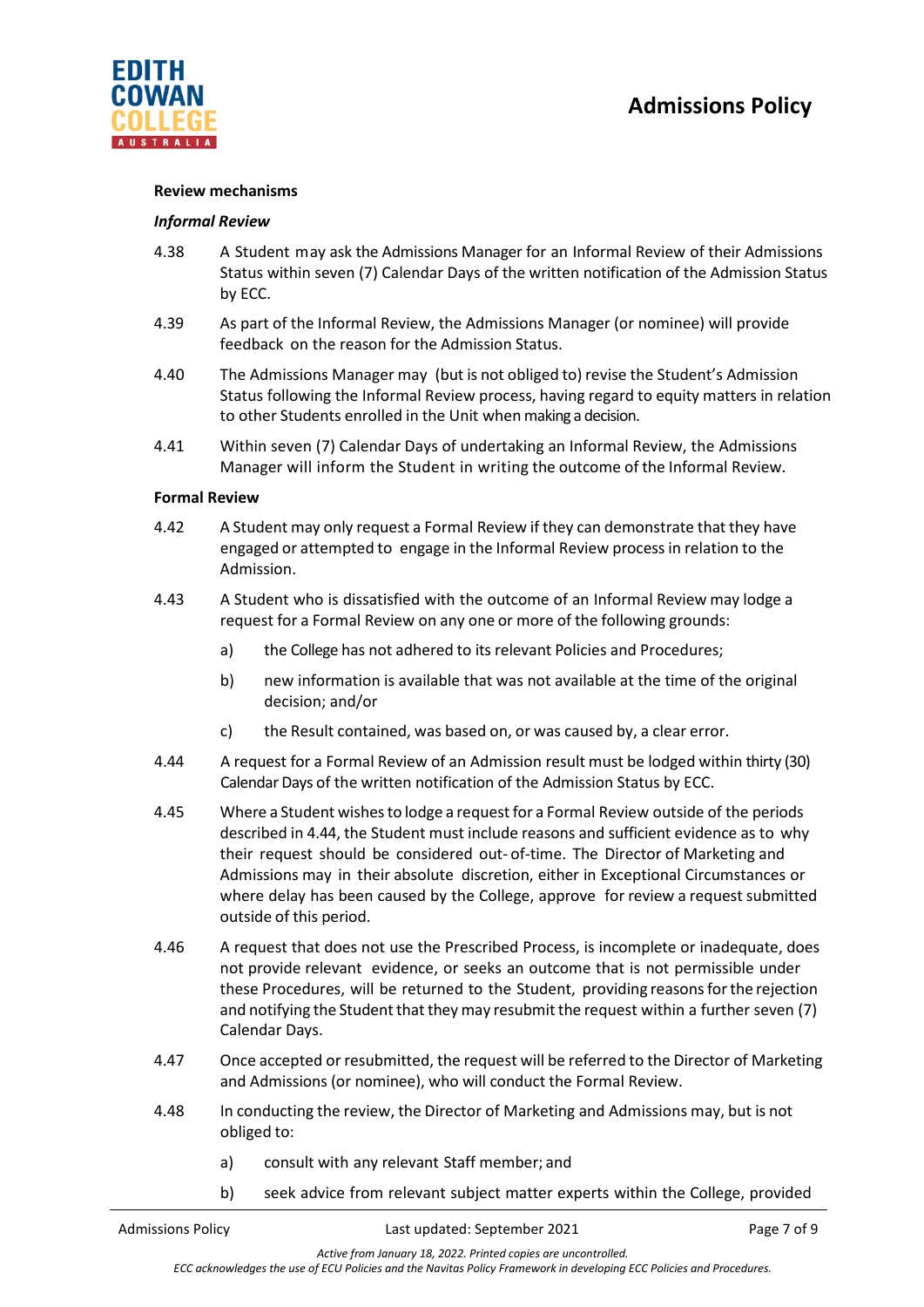**Review mechanisms**

***Informal Review***

4.38 A Student may ask the Admissions Manager for an Informal Review of their Admissions Status within seven (7) Calendar Days of the written notification of the Admission Status by ECC.

4.39 As part of the Informal Review, the Admissions Manager (or nominee) will provide feedback on the reason for the Admission Status.

4.40 The Admissions Manager may (but is not obliged to) revise the Student's Admission Status following the Informal Review process, having regard to equity matters in relation to other Students enrolled in the Unit when making a decision.

4.41 Within seven (7) Calendar Days of undertaking an Informal Review, the Admissions Manager will inform the Student in writing the outcome of the Informal Review.

**Formal Review**

4.42 A Student may only request a Formal Review if they can demonstrate that they have engaged or attempted to engage in the Informal Review process in relation to the Admission.

4.43 A Student who is dissatisfied with the outcome of an Informal Review may lodge a request for a Formal Review on any one or more of the following grounds:

a) the College has not adhered to its relevant Policies and Procedures;

b) new information is available that was not available at the time of the original decision; and/or

c) the Result contained, was based on, or was caused by, a clear error.

4.44 A request for a Formal Review of an Admission result must be lodged within thirty (30) Calendar Days of the written notification of the Admission Status by ECC.

4.45 Where a Student wishes to lodge a request for a Formal Review outside of the periods described in 4.44, the Student must include reasons and sufficient evidence as to why their request should be considered out-of-time. The Director of Marketing and Admissions may in their absolute discretion, either in Exceptional Circumstances or where delay has been caused by the College, approve for review a request submitted outside of this period.

4.46 A request that does not use the Prescribed Process, is incomplete or inadequate, does not provide relevant evidence, or seeks an outcome that is not permissible under these Procedures, will be returned to the Student, providing reasons for the rejection and notifying the Student that they may resubmit the request within a further seven (7) Calendar Days.

4.47 Once accepted or resubmitted, the request will be referred to the Director of Marketing and Admissions (or nominee), who will conduct the Formal Review.

4.48 In conducting the review, the Director of Marketing and Admissions may, but is not obliged to:

a) consult with any relevant Staff member; and

b) seek advice from relevant subject matter experts within the College, provided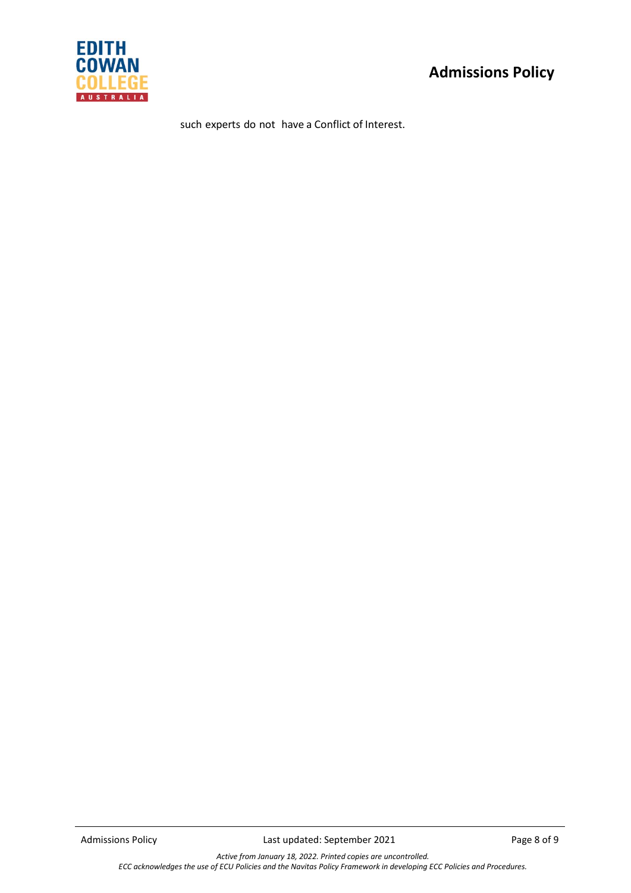such experts do not have a Conflict of Interest.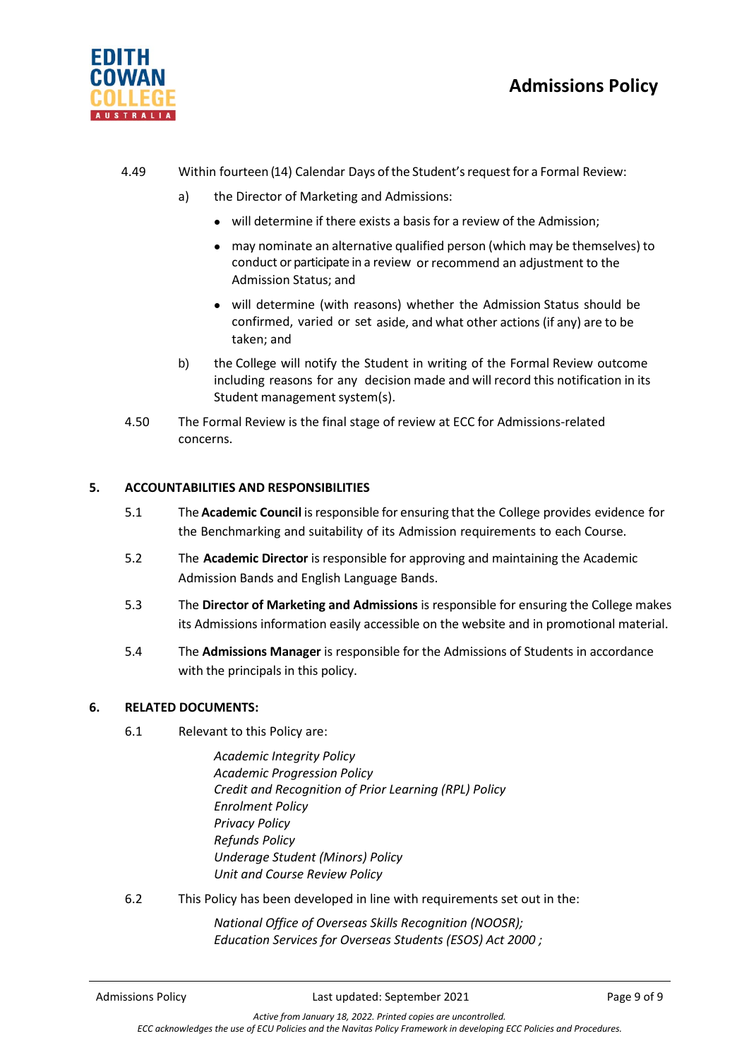4.49 Within fourteen (14) Calendar Days of the Student's request for a Formal Review:

a) the Director of Marketing and Admissions:

- will determine if there exists a basis for a review of the Admission;
- may nominate an alternative qualified person (which may be themselves) to conduct or participate in a review or recommend an adjustment to the Admission Status; and
- will determine (with reasons) whether the Admission Status should be confirmed, varied or set aside, and what other actions (if any) are to be taken; and

b) the College will notify the Student in writing of the Formal Review outcome including reasons for any decision made and will record this notification in its Student management system(s).

4.50 The Formal Review is the final stage of review at ECC for Admissions-related concerns.

## 5. ACCOUNTABILITIES AND RESPONSIBILITIES

5.1 The **Academic Council** is responsible for ensuring that the College provides evidence for the Benchmarking and suitability of its Admission requirements to each Course.

5.2 The **Academic Director** is responsible for approving and maintaining the Academic Admission Bands and English Language Bands.

5.3 The **Director of Marketing and Admissions** is responsible for ensuring the College makes its Admissions information easily accessible on the website and in promotional material.

5.4 The **Admissions Manager** is responsible for the Admissions of Students in accordance with the principals in this policy.

## 6. RELATED DOCUMENTS:

6.1 Relevant to this Policy are:

*Academic Integrity Policy*
*Academic Progression Policy*
*Credit and Recognition of Prior Learning (RPL) Policy*
*Enrolment Policy*
*Privacy Policy*
*Refunds Policy*
*Underage Student (Minors) Policy*
*Unit and Course Review Policy*

6.2 This Policy has been developed in line with requirements set out in the:

*National Office of Overseas Skills Recognition (NOOSR);*
*Education Services for Overseas Students (ESOS) Act 2000 ;*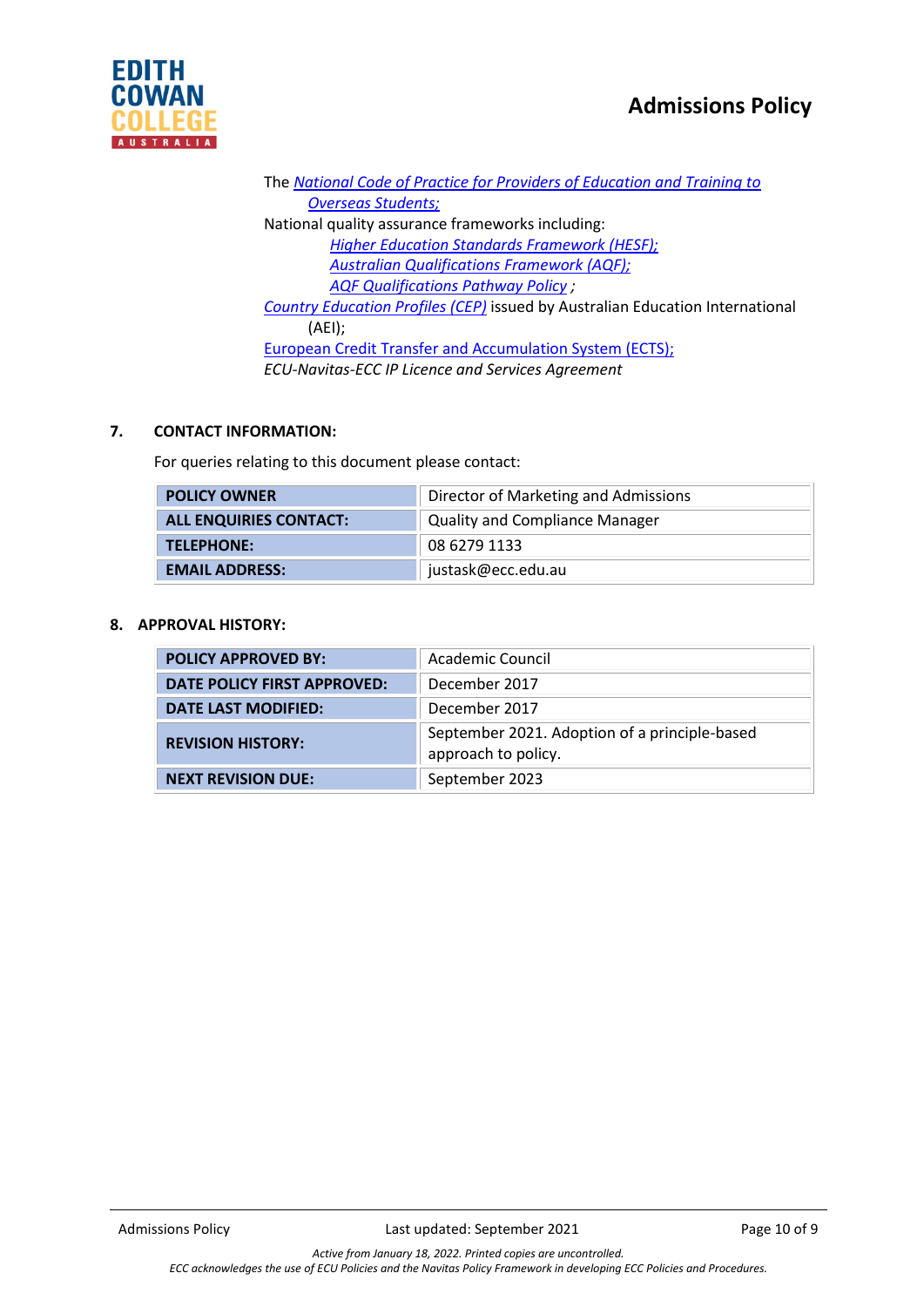The *National Code of Practice for Providers of Education and Training to Overseas Students;*

National quality assurance frameworks including:

- *Higher Education Standards Framework (HESF);*
- *Australian Qualifications Framework (AQF);*
- *AQF Qualifications Pathway Policy ;*

Country Education Profiles (CEP) issued by Australian Education International (AEI);

European Credit Transfer and Accumulation System (ECTS);

*ECU-Navitas-ECC IP Licence and Services Agreement*

## 7. CONTACT INFORMATION:

For queries relating to this document please contact:

| | |
|---|---|
| **POLICY OWNER** | Director of Marketing and Admissions |
| **ALL ENQUIRIES CONTACT:** | Quality and Compliance Manager |
| **TELEPHONE:** | 08 6279 1133 |
| **EMAIL ADDRESS:** | justask@ecc.edu.au |

## 8. APPROVAL HISTORY:

| | |
|---|---|
| **POLICY APPROVED BY:** | Academic Council |
| **DATE POLICY FIRST APPROVED:** | December 2017 |
| **DATE LAST MODIFIED:** | December 2017 |
| **REVISION HISTORY:** | September 2021. Adoption of a principle-based approach to policy. |
| **NEXT REVISION DUE:** | September 2023 |

*Active from January 18, 2022. Printed copies are uncontrolled.*
*ECC acknowledges the use of ECU Policies and the Navitas Policy Framework in developing ECC Policies and Procedures.*